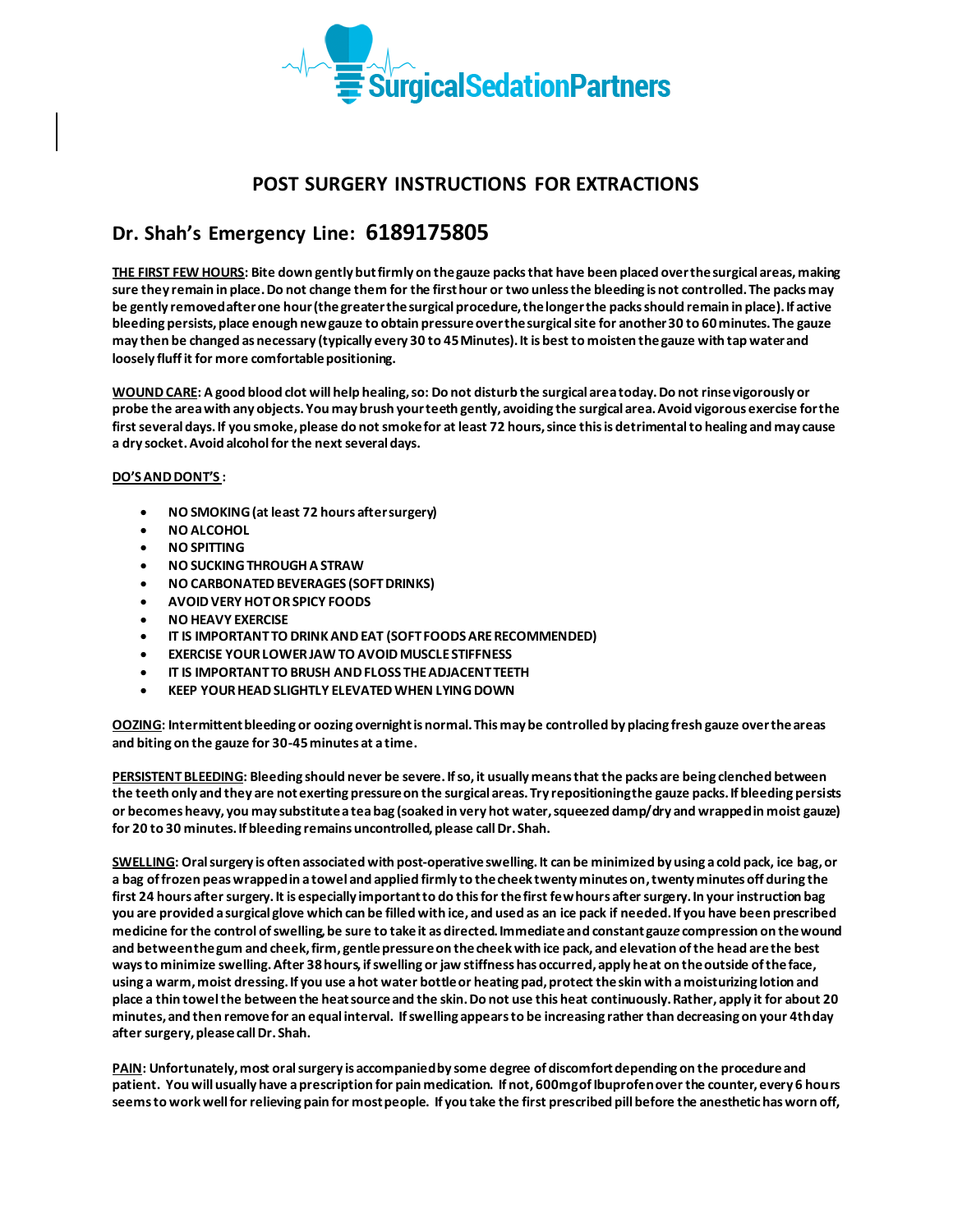SurgicalSedationPartners

# POST SURGERY INSTRUCTIONS FOR EXTRACTIONS

## Dr. Shah's Emergency Line: 6189175805

**<u>THE FIRST FEW HOURS</u>: Bite down gently but firmly on the gauze packs that have been placed over the surgical areas, making sure they remain in place. Do not change them for the first hour or two unless the bleeding is not controlled. The packs may be gently removed after one hour (the greater the surgical procedure, the longer the packs should remain in place). If active bleeding persists, place enough new gauze to obtain pressure over the surgical site for another 30 to 60 minutes. The gauze may then be changed as necessary (typically every 30 to 45 Minutes). It is best to moisten the gauze with tap water and loosely fluff it for more comfortable positioning.**

**<u>WOUND CARE</u>: A good blood clot will help healing, so: Do not disturb the surgical area today. Do not rinse vigorously or probe the area with any objects. You may brush your teeth gently, avoiding the surgical area. Avoid vigorous exercise for the first several days. If you smoke, please do not smoke for at least 72 hours, since this is detrimental to healing and may cause a dry socket. Avoid alcohol for the next several days.**

**<u>DO'S AND DONT'S</u>:**

- **NO SMOKING (at least 72 hours after surgery)**
- **NO ALCOHOL**
- **NO SPITTING**
- **NO SUCKING THROUGH A STRAW**
- **NO CARBONATED BEVERAGES (SOFT DRINKS)**
- **AVOID VERY HOT OR SPICY FOODS**
- **NO HEAVY EXERCISE**
- **IT IS IMPORTANT TO DRINK AND EAT (SOFT FOODS ARE RECOMMENDED)**
- **EXERCISE YOUR LOWER JAW TO AVOID MUSCLE STIFFNESS**
- **IT IS IMPORTANT TO BRUSH AND FLOSS THE ADJACENT TEETH**
- **KEEP YOUR HEAD SLIGHTLY ELEVATED WHEN LYING DOWN**

**<u>OOZING</u>: Intermittent bleeding or oozing overnight is normal. This may be controlled by placing fresh gauze over the areas and biting on the gauze for 30-45 minutes at a time.**

**<u>PERSISTENT BLEEDING</u>: Bleeding should never be severe. If so, it usually means that the packs are being clenched between the teeth only and they are not exerting pressure on the surgical areas. Try repositioning the gauze packs. If bleeding persists or becomes heavy, you may substitute a tea bag (soaked in very hot water, squeezed damp/dry and wrapped in moist gauze) for 20 to 30 minutes. If bleeding remains uncontrolled, please call Dr. Shah.**

**<u>SWELLING</u>: Oral surgery is often associated with post-operative swelling. It can be minimized by using a cold pack, ice bag, or a bag of frozen peas wrapped in a towel and applied firmly to the cheek twenty minutes on, twenty minutes off during the first 24 hours after surgery. It is especially important to do this for the first few hours after surgery. In your instruction bag you are provided a surgical glove which can be filled with ice, and used as an ice pack if needed. If you have been prescribed medicine for the control of swelling, be sure to take it as directed. Immediate and constant gauze compression on the wound and between the gum and cheek, firm, gentle pressure on the cheek with ice pack, and elevation of the head are the best ways to minimize swelling. After 38 hours, if swelling or jaw stiffness has occurred, apply heat on the outside of the face, using a warm, moist dressing. If you use a hot water bottle or heating pad, protect the skin with a moisturizing lotion and place a thin towel the between the heat source and the skin. Do not use this heat continuously. Rather, apply it for about 20 minutes, and then remove for an equal interval. If swelling appears to be increasing rather than decreasing on your 4th day after surgery, please call Dr. Shah.**

**<u>PAIN</u>: Unfortunately, most oral surgery is accompanied by some degree of discomfort depending on the procedure and patient. You will usually have a prescription for pain medication. If not, 600mg of Ibuprofen over the counter, every 6 hours seems to work well for relieving pain for most people. If you take the first prescribed pill before the anesthetic has worn off,**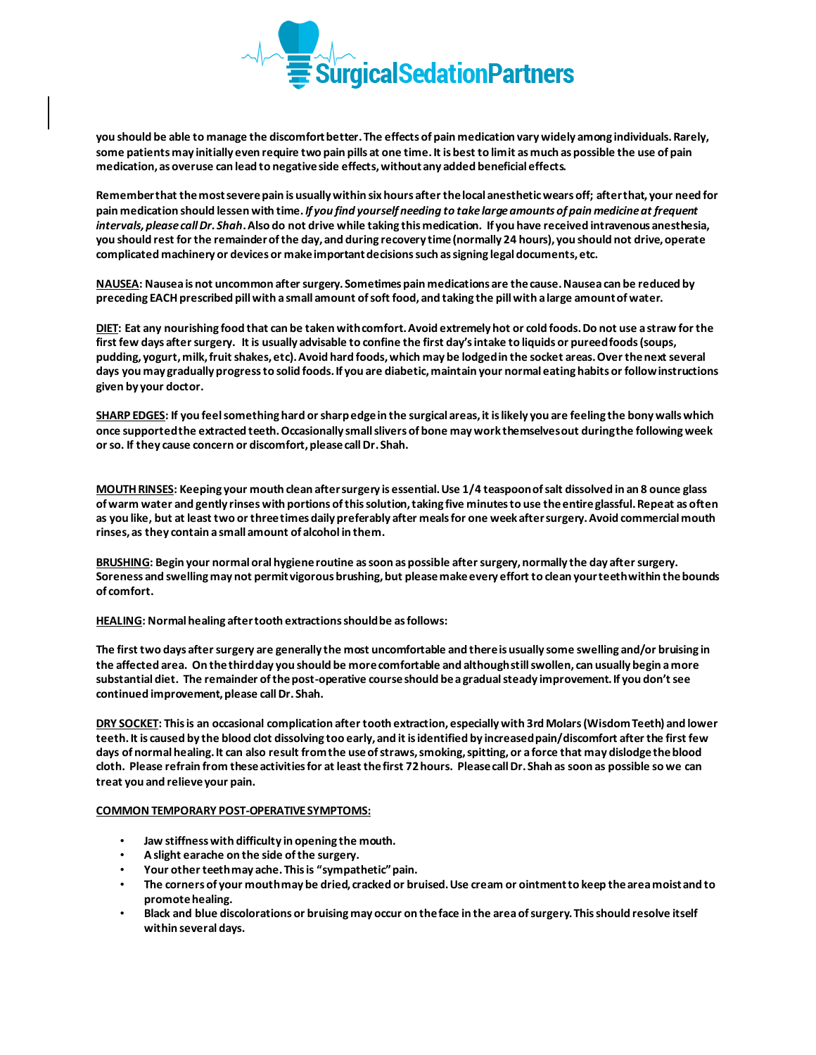**you should be able to manage the discomfort better. The effects of pain medication vary widely among individuals. Rarely, some patients may initially even require two pain pills at one time. It is best to limit as much as possible the use of pain medication, as overuse can lead to negative side effects, without any added beneficial effects.**

**Remember that the most severe pain is usually within six hours after the local anesthetic wears off; after that, your need for pain medication should lessen with time. *If you find yourself needing to take large amounts of pain medicine at frequent intervals, please call Dr. Shah*. Also do not drive while taking this medication. If you have received intravenous anesthesia, you should rest for the remainder of the day, and during recovery time (normally 24 hours), you should not drive, operate complicated machinery or devices or make important decisions such as signing legal documents, etc.**

**<u>NAUSEA</u>: Nausea is not uncommon after surgery. Sometimes pain medications are the cause. Nausea can be reduced by preceding EACH prescribed pill with a small amount of soft food, and taking the pill with a large amount of water.**

**<u>DIET</u>: Eat any nourishing food that can be taken with comfort. Avoid extremely hot or cold foods. Do not use a straw for the first few days after surgery. It is usually advisable to confine the first day's intake to liquids or pureed foods (soups, pudding, yogurt, milk, fruit shakes, etc). Avoid hard foods, which may be lodged in the socket areas. Over the next several days you may gradually progress to solid foods. If you are diabetic, maintain your normal eating habits or follow instructions given by your doctor.**

**<u>SHARP EDGES</u>: If you feel something hard or sharp edge in the surgical areas, it is likely you are feeling the bony walls which once supported the extracted teeth. Occasionally small slivers of bone may work themselves out during the following week or so. If they cause concern or discomfort, please call Dr. Shah.**

**<u>MOUTH RINSES</u>: Keeping your mouth clean after surgery is essential. Use 1/4 teaspoon of salt dissolved in an 8 ounce glass of warm water and gently rinses with portions of this solution, taking five minutes to use the entire glassful. Repeat as often as you like, but at least two or three times daily preferably after meals for one week after surgery. Avoid commercial mouth rinses, as they contain a small amount of alcohol in them.**

**<u>BRUSHING</u>: Begin your normal oral hygiene routine as soon as possible after surgery, normally the day after surgery. Soreness and swelling may not permit vigorous brushing, but please make every effort to clean your teeth within the bounds of comfort.**

**<u>HEALING</u>: Normal healing after tooth extractions should be as follows:**

**The first two days after surgery are generally the most uncomfortable and there is usually some swelling and/or bruising in the affected area. On the third day you should be more comfortable and although still swollen, can usually begin a more substantial diet. The remainder of the post-operative course should be a gradual steady improvement. If you don't see continued improvement, please call Dr. Shah.**

**<u>DRY SOCKET</u>: This is an occasional complication after tooth extraction, especially with 3rd Molars (Wisdom Teeth) and lower teeth. It is caused by the blood clot dissolving too early, and it is identified by increased pain/discomfort after the first few days of normal healing. It can also result from the use of straws, smoking, spitting, or a force that may dislodge the blood cloth. Please refrain from these activities for at least the first 72 hours. Please call Dr. Shah as soon as possible so we can treat you and relieve your pain.**

**<u>COMMON TEMPORARY POST-OPERATIVE SYMPTOMS:</u>**

- **Jaw stiffness with difficulty in opening the mouth.**
- **A slight earache on the side of the surgery.**
- **Your other teeth may ache. This is "sympathetic" pain.**
- **The corners of your mouth may be dried, cracked or bruised. Use cream or ointment to keep the area moist and to promote healing.**
- **Black and blue discolorations or bruising may occur on the face in the area of surgery. This should resolve itself within several days.**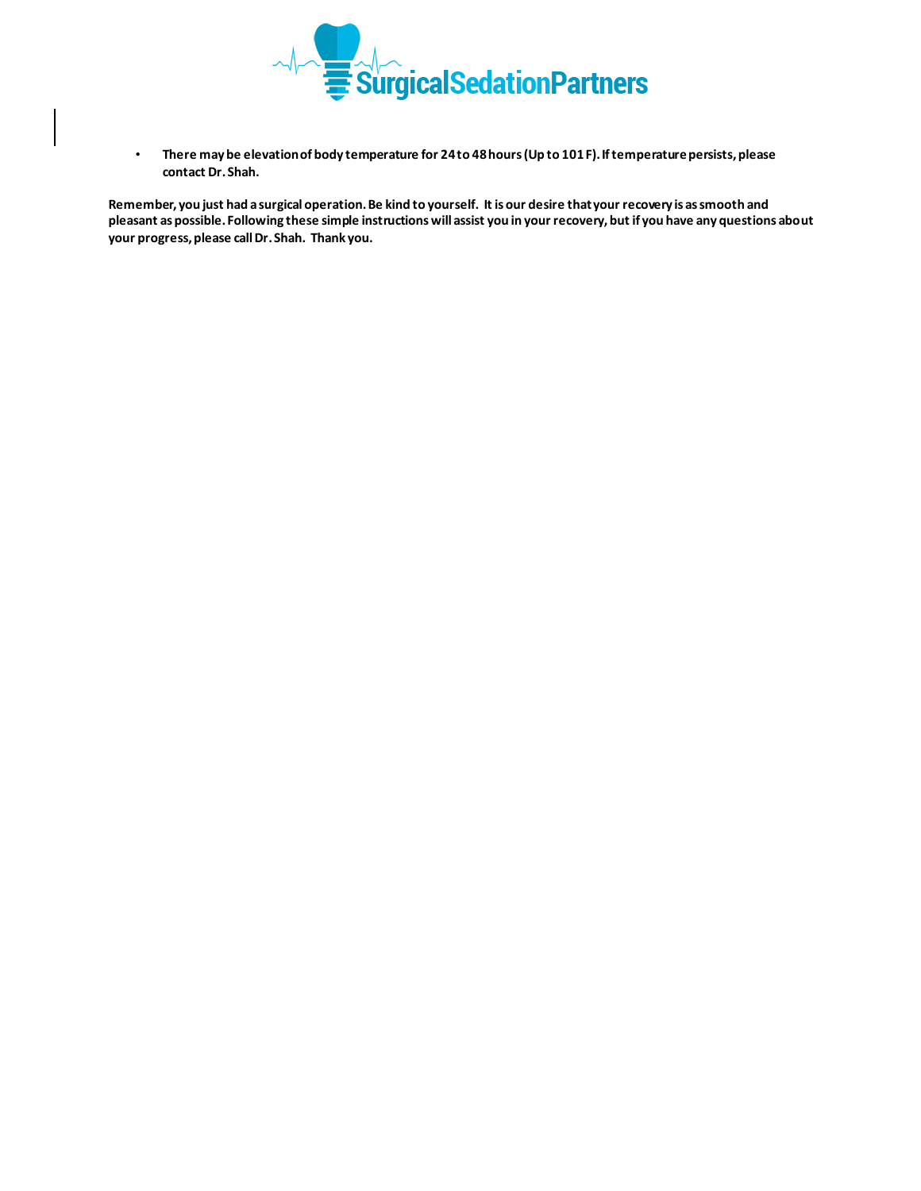- **There may be elevation of body temperature for 24 to 48 hours (Up to 101 F). If temperature persists, please contact Dr. Shah.**

**Remember, you just had a surgical operation. Be kind to yourself. It is our desire that your recovery is as smooth and pleasant as possible. Following these simple instructions will assist you in your recovery, but if you have any questions about your progress, please call Dr. Shah. Thank you.**